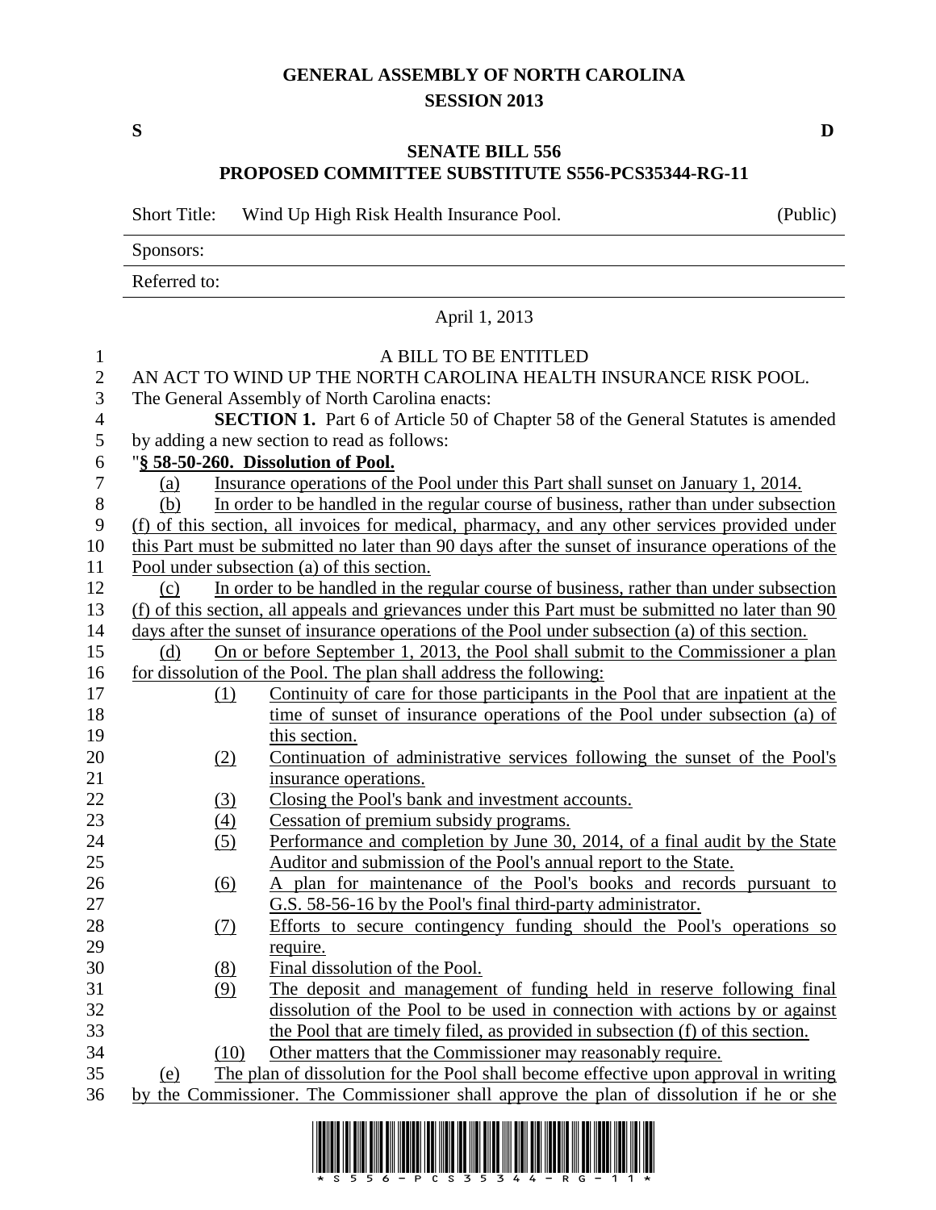# GENERAL ASSEMBLY OF NORTH CAROLINA
## SESSION 2013

**S** **D**

## SENATE BILL 556
## PROPOSED COMMITTEE SUBSTITUTE S556-PCS35344-RG-11

Short Title: Wind Up High Risk Health Insurance Pool. (Public)

Sponsors:

Referred to:

April 1, 2013

A BILL TO BE ENTITLED

AN ACT TO WIND UP THE NORTH CAROLINA HEALTH INSURANCE RISK POOL.

The General Assembly of North Carolina enacts:

**SECTION 1.** Part 6 of Article 50 of Chapter 58 of the General Statutes is amended by adding a new section to read as follows:

"**§ 58-50-260. Dissolution of Pool.**

(a) Insurance operations of the Pool under this Part shall sunset on January 1, 2014.

(b) In order to be handled in the regular course of business, rather than under subsection (f) of this section, all invoices for medical, pharmacy, and any other services provided under this Part must be submitted no later than 90 days after the sunset of insurance operations of the Pool under subsection (a) of this section.

(c) In order to be handled in the regular course of business, rather than under subsection (f) of this section, all appeals and grievances under this Part must be submitted no later than 90 days after the sunset of insurance operations of the Pool under subsection (a) of this section.

(d) On or before September 1, 2013, the Pool shall submit to the Commissioner a plan for dissolution of the Pool. The plan shall address the following:

(1) Continuity of care for those participants in the Pool that are inpatient at the time of sunset of insurance operations of the Pool under subsection (a) of this section.

(2) Continuation of administrative services following the sunset of the Pool's insurance operations.

(3) Closing the Pool's bank and investment accounts.

(4) Cessation of premium subsidy programs.

(5) Performance and completion by June 30, 2014, of a final audit by the State Auditor and submission of the Pool's annual report to the State.

(6) A plan for maintenance of the Pool's books and records pursuant to G.S. 58-56-16 by the Pool's final third-party administrator.

(7) Efforts to secure contingency funding should the Pool's operations so require.

(8) Final dissolution of the Pool.

(9) The deposit and management of funding held in reserve following final dissolution of the Pool to be used in connection with actions by or against the Pool that are timely filed, as provided in subsection (f) of this section.

(10) Other matters that the Commissioner may reasonably require.

(e) The plan of dissolution for the Pool shall become effective upon approval in writing by the Commissioner. The Commissioner shall approve the plan of dissolution if he or she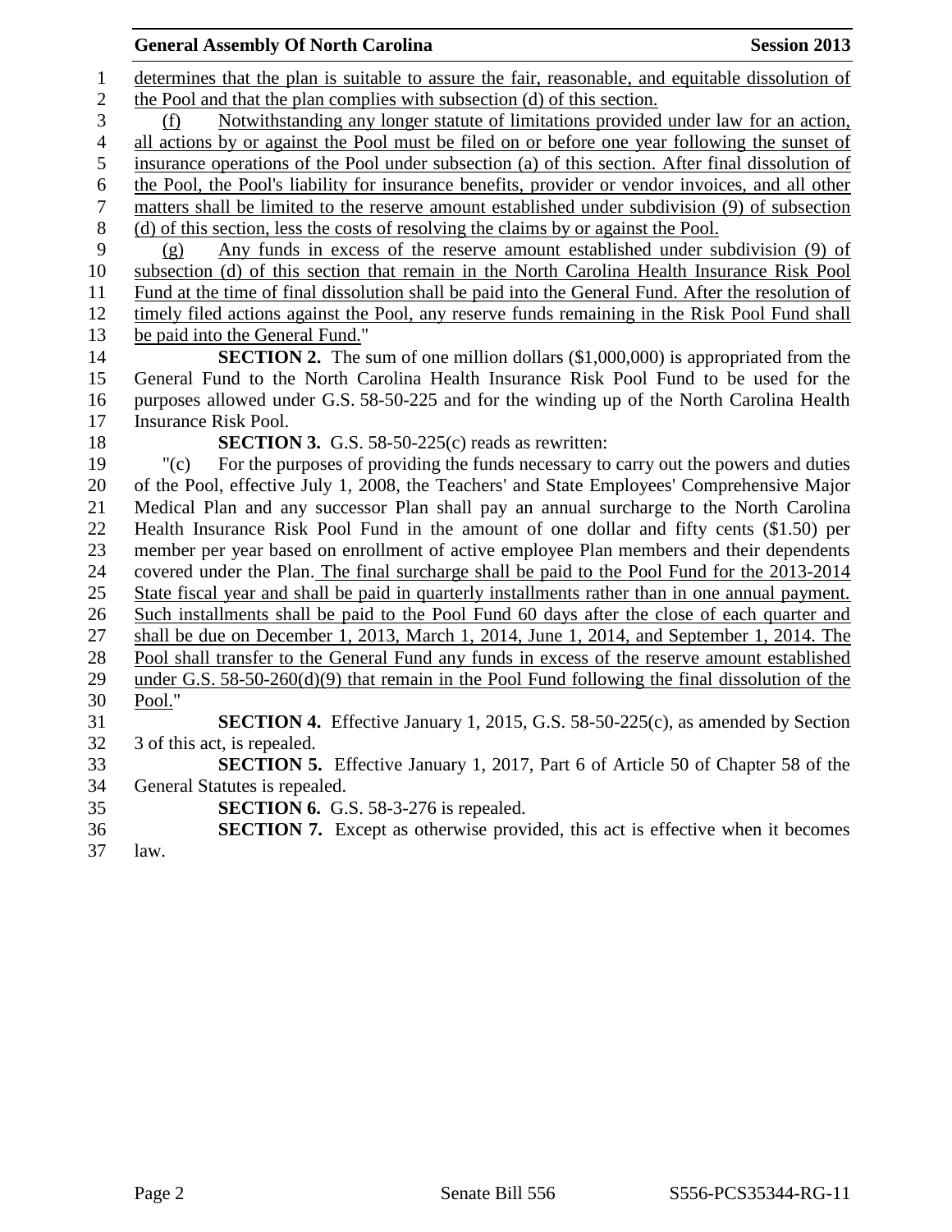determines that the plan is suitable to assure the fair, reasonable, and equitable dissolution of the Pool and that the plan complies with subsection (d) of this section.

(f) Notwithstanding any longer statute of limitations provided under law for an action, all actions by or against the Pool must be filed on or before one year following the sunset of insurance operations of the Pool under subsection (a) of this section. After final dissolution of the Pool, the Pool's liability for insurance benefits, provider or vendor invoices, and all other matters shall be limited to the reserve amount established under subdivision (9) of subsection (d) of this section, less the costs of resolving the claims by or against the Pool.

(g) Any funds in excess of the reserve amount established under subdivision (9) of subsection (d) of this section that remain in the North Carolina Health Insurance Risk Pool Fund at the time of final dissolution shall be paid into the General Fund. After the resolution of timely filed actions against the Pool, any reserve funds remaining in the Risk Pool Fund shall be paid into the General Fund."

**SECTION 2.** The sum of one million dollars ($1,000,000) is appropriated from the General Fund to the North Carolina Health Insurance Risk Pool Fund to be used for the purposes allowed under G.S. 58-50-225 and for the winding up of the North Carolina Health Insurance Risk Pool.

**SECTION 3.** G.S. 58-50-225(c) reads as rewritten:

"(c) For the purposes of providing the funds necessary to carry out the powers and duties of the Pool, effective July 1, 2008, the Teachers' and State Employees' Comprehensive Major Medical Plan and any successor Plan shall pay an annual surcharge to the North Carolina Health Insurance Risk Pool Fund in the amount of one dollar and fifty cents ($1.50) per member per year based on enrollment of active employee Plan members and their dependents covered under the Plan. The final surcharge shall be paid to the Pool Fund for the 2013-2014 State fiscal year and shall be paid in quarterly installments rather than in one annual payment. Such installments shall be paid to the Pool Fund 60 days after the close of each quarter and shall be due on December 1, 2013, March 1, 2014, June 1, 2014, and September 1, 2014. The Pool shall transfer to the General Fund any funds in excess of the reserve amount established under G.S. 58-50-260(d)(9) that remain in the Pool Fund following the final dissolution of the Pool."

**SECTION 4.** Effective January 1, 2015, G.S. 58-50-225(c), as amended by Section 3 of this act, is repealed.

**SECTION 5.** Effective January 1, 2017, Part 6 of Article 50 of Chapter 58 of the General Statutes is repealed.

**SECTION 6.** G.S. 58-3-276 is repealed.

**SECTION 7.** Except as otherwise provided, this act is effective when it becomes law.